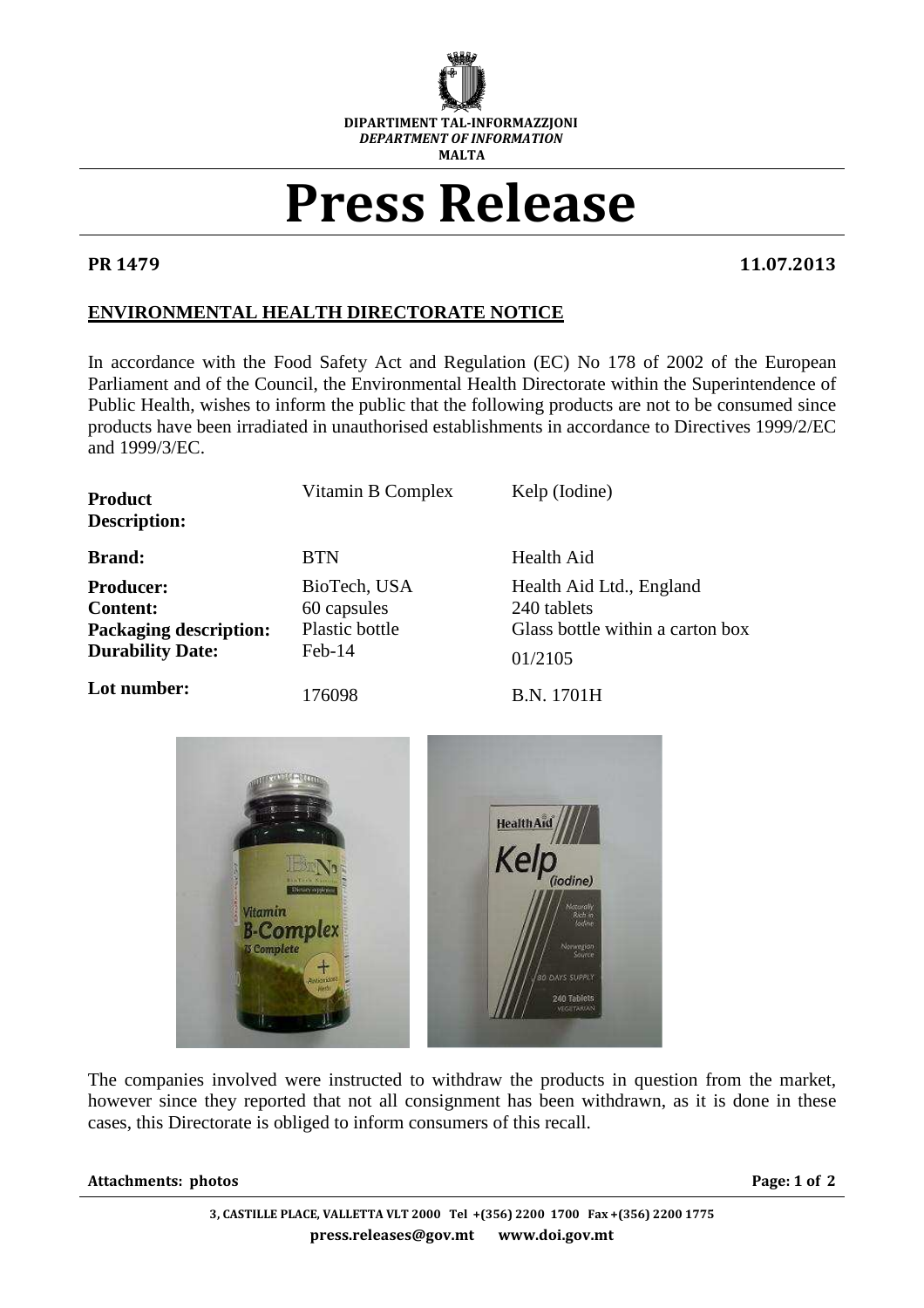DIPARTIMENT TAL-INFORMAZZJONI
*DEPARTMENT OF INFORMATION*
MALTA

# Press Release

**PR 1479** **11.07.2013**

## ENVIRONMENTAL HEALTH DIRECTORATE NOTICE

In accordance with the Food Safety Act and Regulation (EC) No 178 of 2002 of the European Parliament and of the Council, the Environmental Health Directorate within the Superintendence of Public Health, wishes to inform the public that the following products are not to be consumed since products have been irradiated in unauthorised establishments in accordance to Directives 1999/2/EC and 1999/3/EC.

| | | |
|---|---|---|
| **Product Description:** | Vitamin B Complex | Kelp (Iodine) |
| **Brand:** | BTN | Health Aid |
| **Producer:** | BioTech, USA | Health Aid Ltd., England |
| **Content:** | 60 capsules | 240 tablets |
| **Packaging description:** | Plastic bottle | Glass bottle within a carton box |
| **Durability Date:** | Feb-14 | 01/2105 |
| **Lot number:** | 176098 | B.N. 1701H |

The companies involved were instructed to withdraw the products in question from the market, however since they reported that not all consignment has been withdrawn, as it is done in these cases, this Directorate is obliged to inform consumers of this recall.

**Attachments: photos**

3, CASTILLE PLACE, VALLETTA VLT 2000 Tel +(356) 2200 1700 Fax +(356) 2200 1775
press.releases@gov.mt www.doi.gov.mt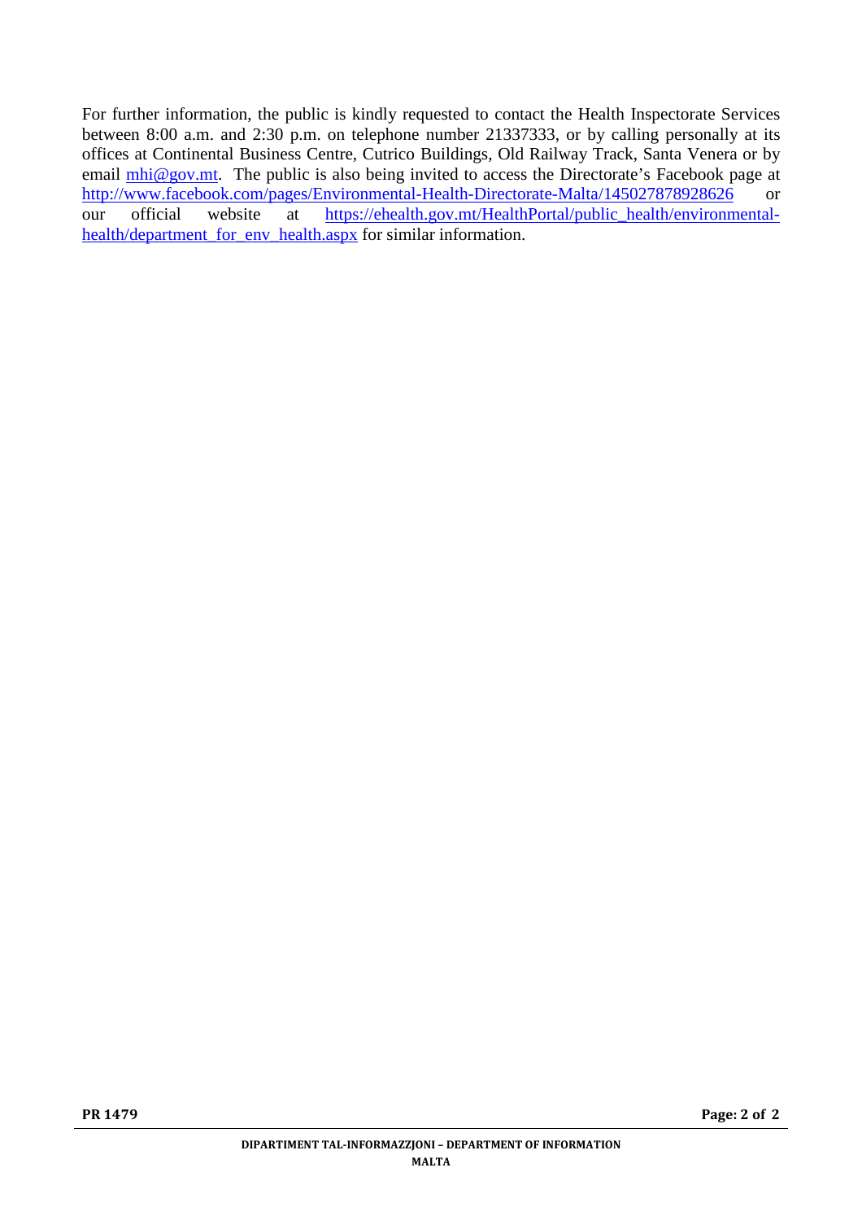For further information, the public is kindly requested to contact the Health Inspectorate Services between 8:00 a.m. and 2:30 p.m. on telephone number 21337333, or by calling personally at its offices at Continental Business Centre, Cutrico Buildings, Old Railway Track, Santa Venera or by email mhi@gov.mt. The public is also being invited to access the Directorate's Facebook page at http://www.facebook.com/pages/Environmental-Health-Directorate-Malta/145027878928626 or our official website at https://ehealth.gov.mt/HealthPortal/public_health/environmental-health/department_for_env_health.aspx for similar information.